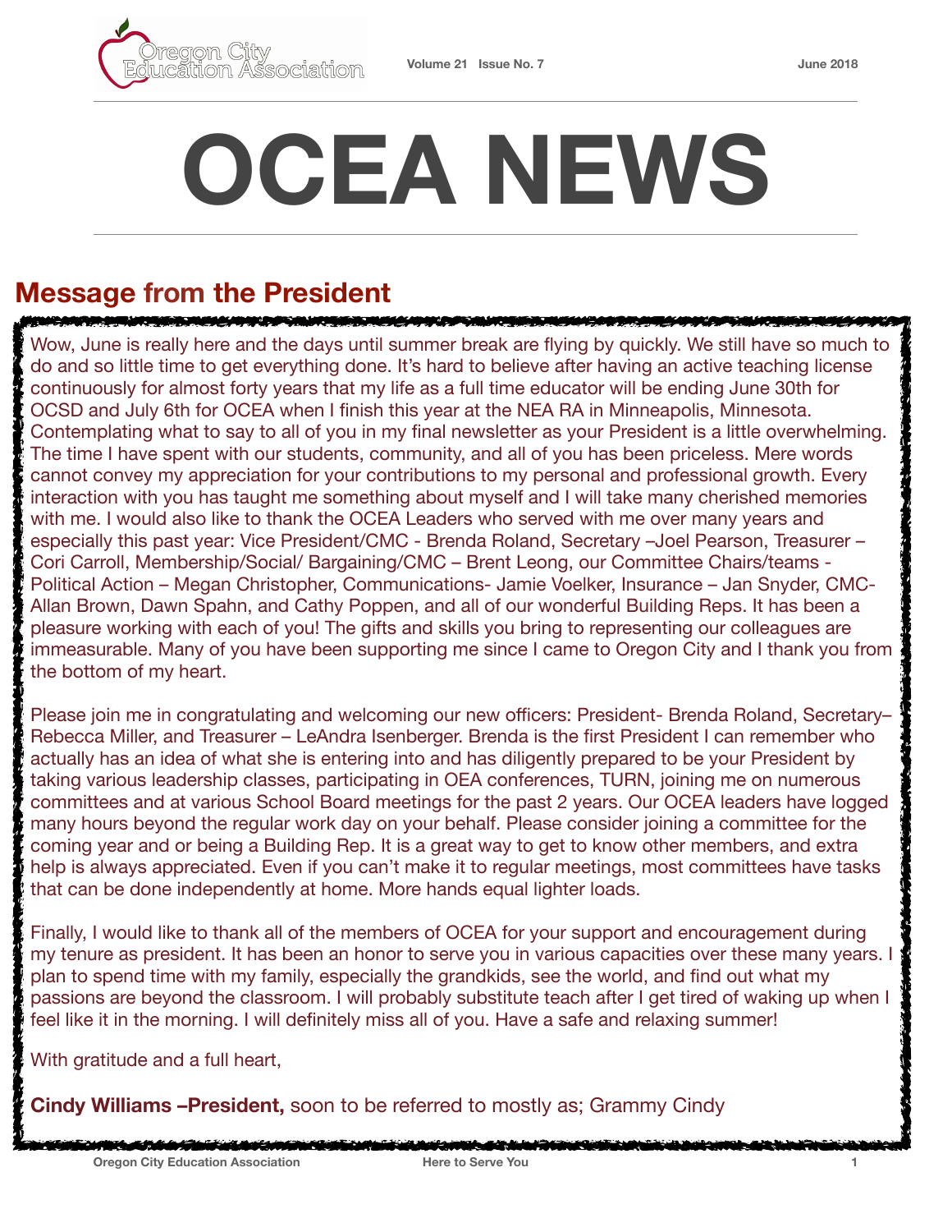# OCEA NEWS

## Message from the President

Wow, June is really here and the days until summer break are flying by quickly. We still have so much to do and so little time to get everything done. It's hard to believe after having an active teaching license continuously for almost forty years that my life as a full time educator will be ending June 30th for OCSD and July 6th for OCEA when I finish this year at the NEA RA in Minneapolis, Minnesota. Contemplating what to say to all of you in my final newsletter as your President is a little overwhelming. The time I have spent with our students, community, and all of you has been priceless. Mere words cannot convey my appreciation for your contributions to my personal and professional growth. Every interaction with you has taught me something about myself and I will take many cherished memories with me. I would also like to thank the OCEA Leaders who served with me over many years and especially this past year: Vice President/CMC - Brenda Roland, Secretary –Joel Pearson, Treasurer – Cori Carroll, Membership/Social/ Bargaining/CMC – Brent Leong, our Committee Chairs/teams - Political Action – Megan Christopher, Communications- Jamie Voelker, Insurance – Jan Snyder, CMC- Allan Brown, Dawn Spahn, and Cathy Poppen, and all of our wonderful Building Reps. It has been a pleasure working with each of you! The gifts and skills you bring to representing our colleagues are immeasurable. Many of you have been supporting me since I came to Oregon City and I thank you from the bottom of my heart.

Please join me in congratulating and welcoming our new officers: President- Brenda Roland, Secretary– Rebecca Miller, and Treasurer – LeAndra Isenberger. Brenda is the first President I can remember who actually has an idea of what she is entering into and has diligently prepared to be your President by taking various leadership classes, participating in OEA conferences, TURN, joining me on numerous committees and at various School Board meetings for the past 2 years. Our OCEA leaders have logged many hours beyond the regular work day on your behalf. Please consider joining a committee for the coming year and or being a Building Rep. It is a great way to get to know other members, and extra help is always appreciated. Even if you can't make it to regular meetings, most committees have tasks that can be done independently at home. More hands equal lighter loads.

Finally, I would like to thank all of the members of OCEA for your support and encouragement during my tenure as president. It has been an honor to serve you in various capacities over these many years. I plan to spend time with my family, especially the grandkids, see the world, and find out what my passions are beyond the classroom. I will probably substitute teach after I get tired of waking up when I feel like it in the morning. I will definitely miss all of you. Have a safe and relaxing summer!

With gratitude and a full heart,

**Cindy Williams –President,** soon to be referred to mostly as; Grammy Cindy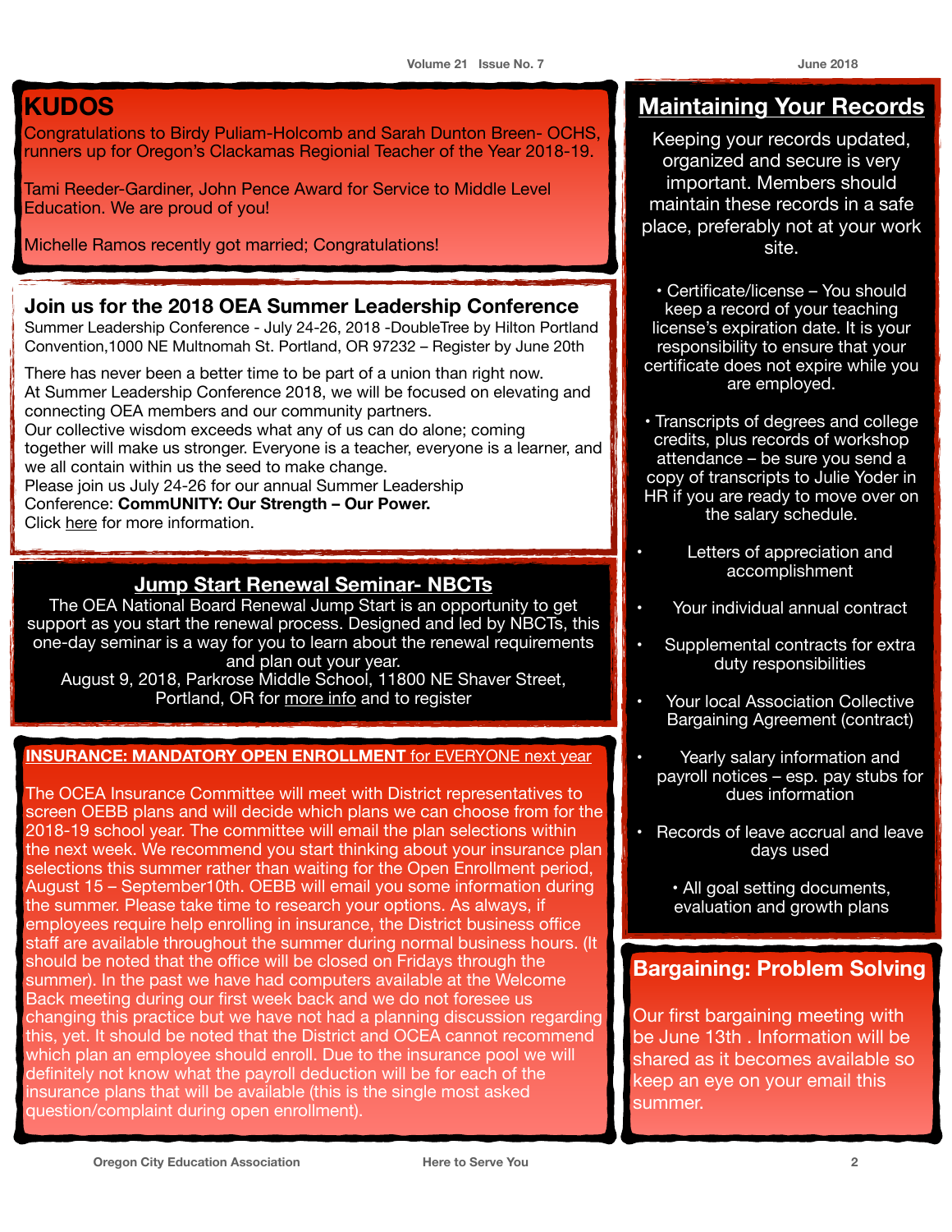## KUDOS

Congratulations to Birdy Puliam-Holcomb and Sarah Dunton Breen- OCHS, runners up for Oregon's Clackamas Regional Teacher of the Year 2018-19.

Tami Reeder-Gardiner, John Pence Award for Service to Middle Level Education. We are proud of you!

Michelle Ramos recently got married; Congratulations!

## Join us for the 2018 OEA Summer Leadership Conference

Summer Leadership Conference - July 24-26, 2018 -DoubleTree by Hilton Portland Convention,1000 NE Multnomah St. Portland, OR 97232 – Register by June 20th

There has never been a better time to be part of a union than right now.
At Summer Leadership Conference 2018, we will be focused on elevating and connecting OEA members and our community partners.
Our collective wisdom exceeds what any of us can do alone; coming together will make us stronger. Everyone is a teacher, everyone is a learner, and we all contain within us the seed to make change.
Please join us July 24-26 for our annual Summer Leadership Conference: **CommUNITY: Our Strength – Our Power.**
Click here for more information.

## Jump Start Renewal Seminar- NBCTs

The OEA National Board Renewal Jump Start is an opportunity to get support as you start the renewal process. Designed and led by NBCTs, this one-day seminar is a way for you to learn about the renewal requirements and plan out your year.
August 9, 2018, Parkrose Middle School, 11800 NE Shaver Street, Portland, OR for more info and to register

## INSURANCE: MANDATORY OPEN ENROLLMENT for EVERYONE next year

The OCEA Insurance Committee will meet with District representatives to screen OEBB plans and will decide which plans we can choose from for the 2018-19 school year. The committee will email the plan selections within the next week. We recommend you start thinking about your insurance plan selections this summer rather than waiting for the Open Enrollment period, August 15 – September10th. OEBB will email you some information during the summer. Please take time to research your options. As always, if employees require help enrolling in insurance, the District business office staff are available throughout the summer during normal business hours. (It should be noted that the office will be closed on Fridays through the summer). In the past we have had computers available at the Welcome Back meeting during our first week back and we do not foresee us changing this practice but we have not had a planning discussion regarding this, yet. It should be noted that the District and OCEA cannot recommend which plan an employee should enroll. Due to the insurance pool we will definitely not know what the payroll deduction will be for each of the insurance plans that will be available (this is the single most asked question/complaint during open enrollment).

## Maintaining Your Records

Keeping your records updated, organized and secure is very important. Members should maintain these records in a safe place, preferably not at your work site.

- Certificate/license – You should keep a record of your teaching license's expiration date. It is your responsibility to ensure that your certificate does not expire while you are employed.
- Transcripts of degrees and college credits, plus records of workshop attendance – be sure you send a copy of transcripts to Julie Yoder in HR if you are ready to move over on the salary schedule.
- Letters of appreciation and accomplishment
- Your individual annual contract
- Supplemental contracts for extra duty responsibilities
- Your local Association Collective Bargaining Agreement (contract)
- Yearly salary information and payroll notices – esp. pay stubs for dues information
- Records of leave accrual and leave days used
- All goal setting documents, evaluation and growth plans

## Bargaining: Problem Solving

Our first bargaining meeting with be June 13th . Information will be shared as it becomes available so keep an eye on your email this summer.